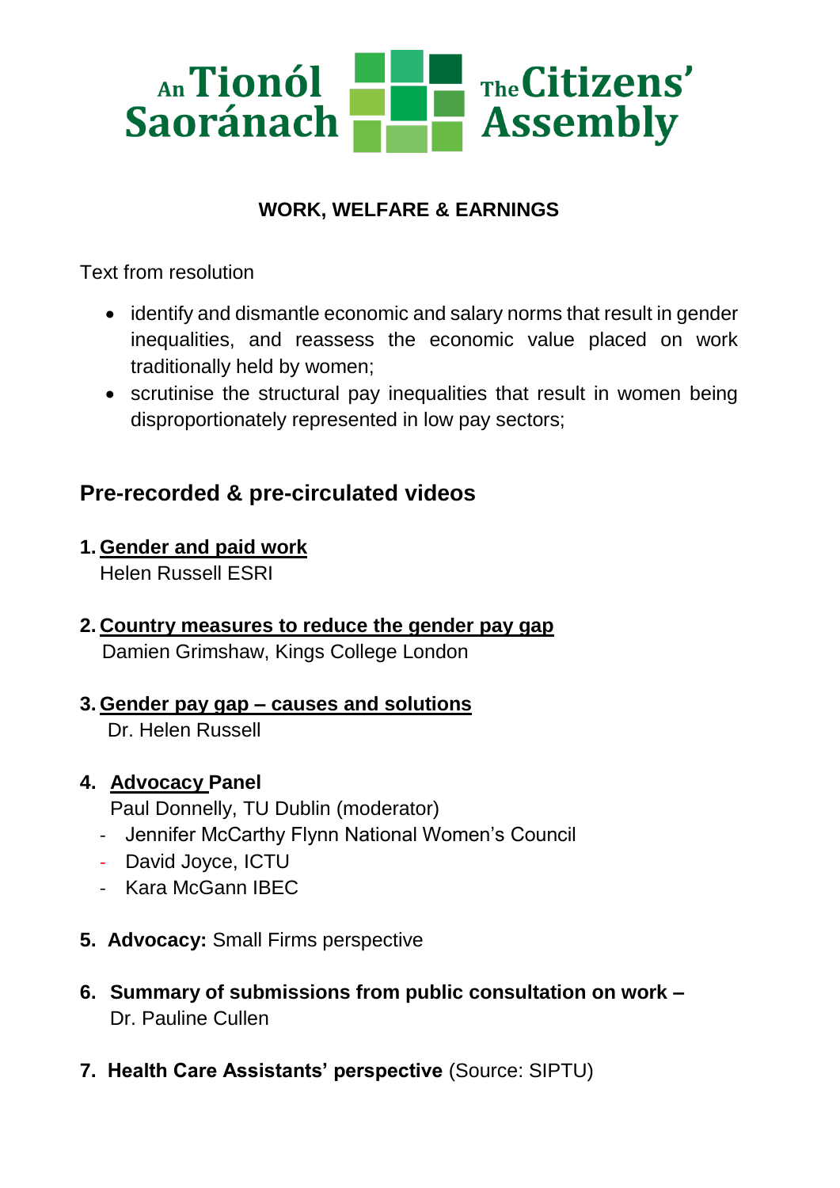An Tionól Saoránach — The Citizens' Assembly

**WORK, WELFARE & EARNINGS**

Text from resolution

- identify and dismantle economic and salary norms that result in gender inequalities, and reassess the economic value placed on work traditionally held by women;
- scrutinise the structural pay inequalities that result in women being disproportionately represented in low pay sectors;

## Pre-recorded & pre-circulated videos

1. **Gender and paid work**
   Helen Russell ESRI

2. **Country measures to reduce the gender pay gap**
   Damien Grimshaw, Kings College London

3. **Gender pay gap – causes and solutions**
   Dr. Helen Russell

4. **Advocacy Panel**
   Paul Donnelly, TU Dublin (moderator)
   - Jennifer McCarthy Flynn National Women's Council
   - David Joyce, ICTU
   - Kara McGann IBEC

5. **Advocacy:** Small Firms perspective

6. **Summary of submissions from public consultation on work –**
   Dr. Pauline Cullen

7. **Health Care Assistants' perspective** (Source: SIPTU)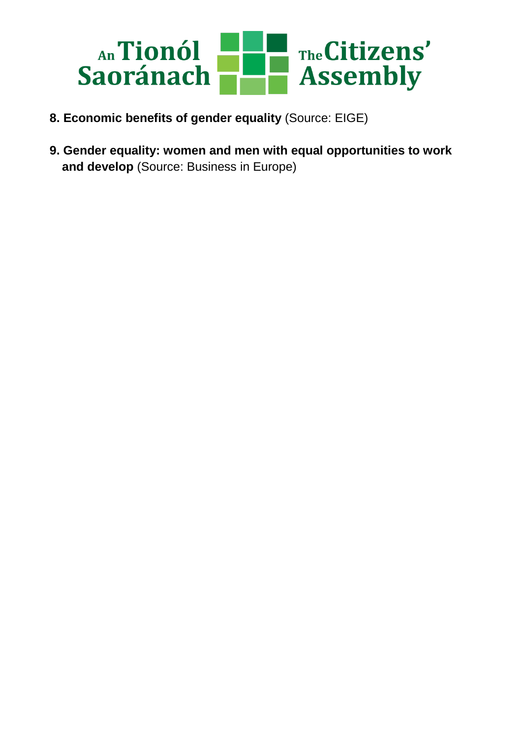8. **Economic benefits of gender equality** (Source: EIGE)

9. **Gender equality: women and men with equal opportunities to work and develop** (Source: Business in Europe)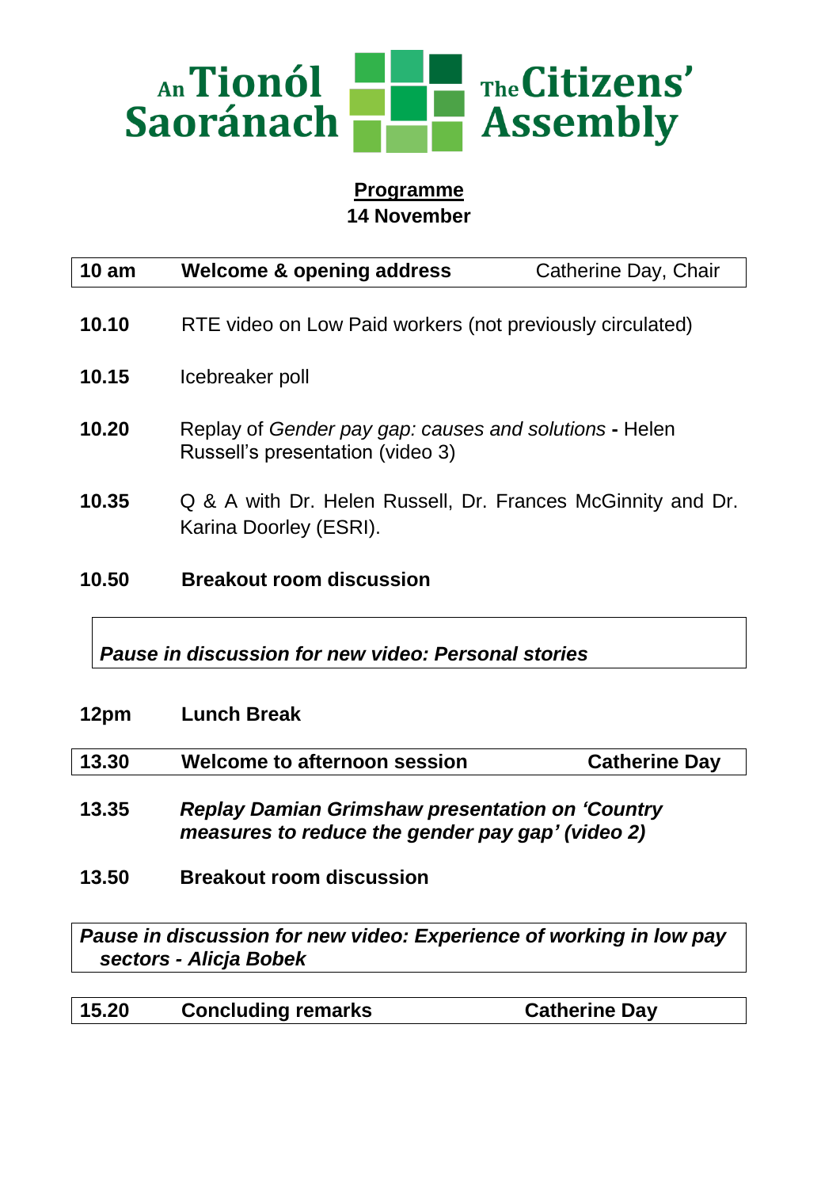An Tionól Saoránach | The Citizens' Assembly

**Programme**
**14 November**

| | | |
|---|---|---|
| **10 am** | **Welcome & opening address** | Catherine Day, Chair |

**10.10** RTE video on Low Paid workers (not previously circulated)

**10.15** Icebreaker poll

**10.20** Replay of *Gender pay gap: causes and solutions* **-** Helen Russell's presentation (video 3)

**10.35** Q & A with Dr. Helen Russell, Dr. Frances McGinnity and Dr. Karina Doorley (ESRI).

**10.50** **Breakout room discussion**

***Pause in discussion for new video: Personal stories***

**12pm** **Lunch Break**

| | | |
|---|---|---|
| **13.30** | **Welcome to afternoon session** | **Catherine Day** |

**13.35** ***Replay Damian Grimshaw presentation on 'Country measures to reduce the gender pay gap' (video 2)***

**13.50** **Breakout room discussion**

***Pause in discussion for new video: Experience of working in low pay sectors - Alicja Bobek***

| | | |
|---|---|---|
| **15.20** | **Concluding remarks** | **Catherine Day** |